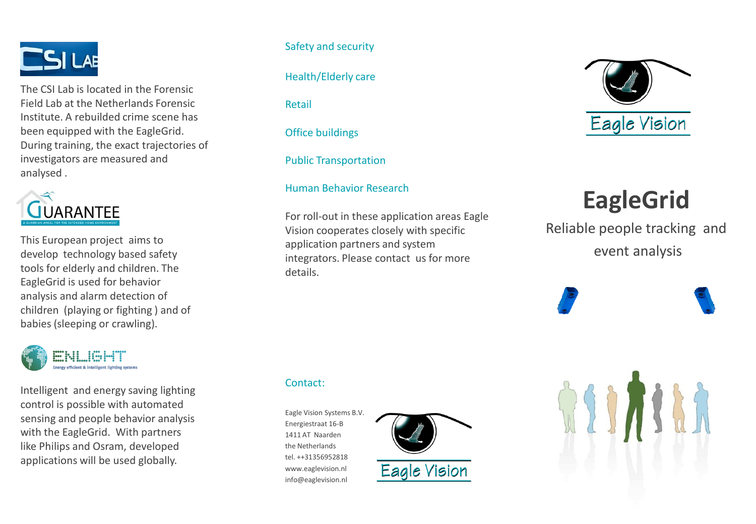CSI LAB

The CSI Lab is located in the Forensic Field Lab at the Netherlands Forensic Institute. A rebuilded crime scene has been equipped with the EagleGrid. During training, the exact trajectories of investigators are measured and analysed .

GUARANTEE

A GUARDIAN ANGEL FOR THE EXTENDED HOME ENVIRONMENT

This European project aims to develop technology based safety tools for elderly and children. The EagleGrid is used for behavior analysis and alarm detection of children (playing or fighting ) and of babies (sleeping or crawling).

ENLIGHT

Energy efficient & intelligent lighting systems

Intelligent and energy saving lighting control is possible with automated sensing and people behavior analysis with the EagleGrid. With partners like Philips and Osram, developed applications will be used globally.

Safety and security

Health/Elderly care

Retail

Office buildings

Public Transportation

Human Behavior Research

For roll-out in these application areas Eagle Vision cooperates closely with specific application partners and system integrators. Please contact us for more details.

Contact:

Eagle Vision Systems B.V.
Energiestraat 16-B
1411 AT Naarden
the Netherlands
tel. ++31356952818
www.eaglevision.nl
info@eaglevision.nl

Eagle Vision

Eagle Vision

# EagleGrid

Reliable people tracking and event analysis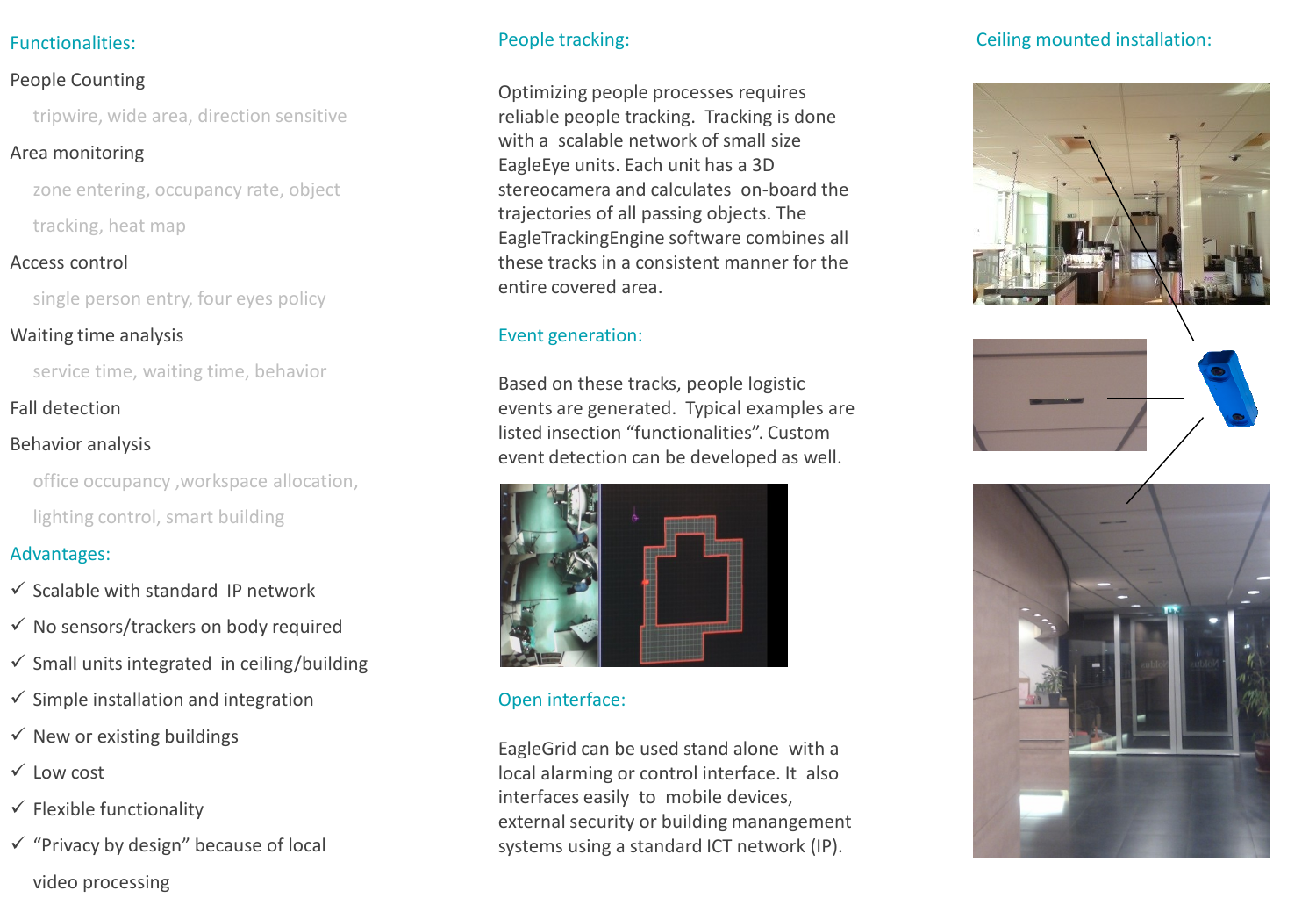## Functionalities:

People Counting

tripwire, wide area, direction sensitive

Area monitoring

zone entering, occupancy rate, object tracking, heat map

Access control

single person entry, four eyes policy

Waiting time analysis

service time, waiting time, behavior

Fall detection

Behavior analysis

office occupancy ,workspace allocation, lighting control, smart building

## Advantages:

- ✓ Scalable with standard IP network
- ✓ No sensors/trackers on body required
- ✓ Small units integrated in ceiling/building
- ✓ Simple installation and integration
- ✓ New or existing buildings
- ✓ Low cost
- ✓ Flexible functionality
- ✓ “Privacy by design” because of local video processing

## People tracking:

Optimizing people processes requires reliable people tracking. Tracking is done with a scalable network of small size EagleEye units. Each unit has a 3D stereocamera and calculates on-board the trajectories of all passing objects. The EagleTrackingEngine software combines all these tracks in a consistent manner for the entire covered area.

## Event generation:

Based on these tracks, people logistic events are generated. Typical examples are listed insection “functionalities”. Custom event detection can be developed as well.

## Open interface:

EagleGrid can be used stand alone with a local alarming or control interface. It also interfaces easily to mobile devices, external security or building manangement systems using a standard ICT network (IP).

## Ceiling mounted installation: